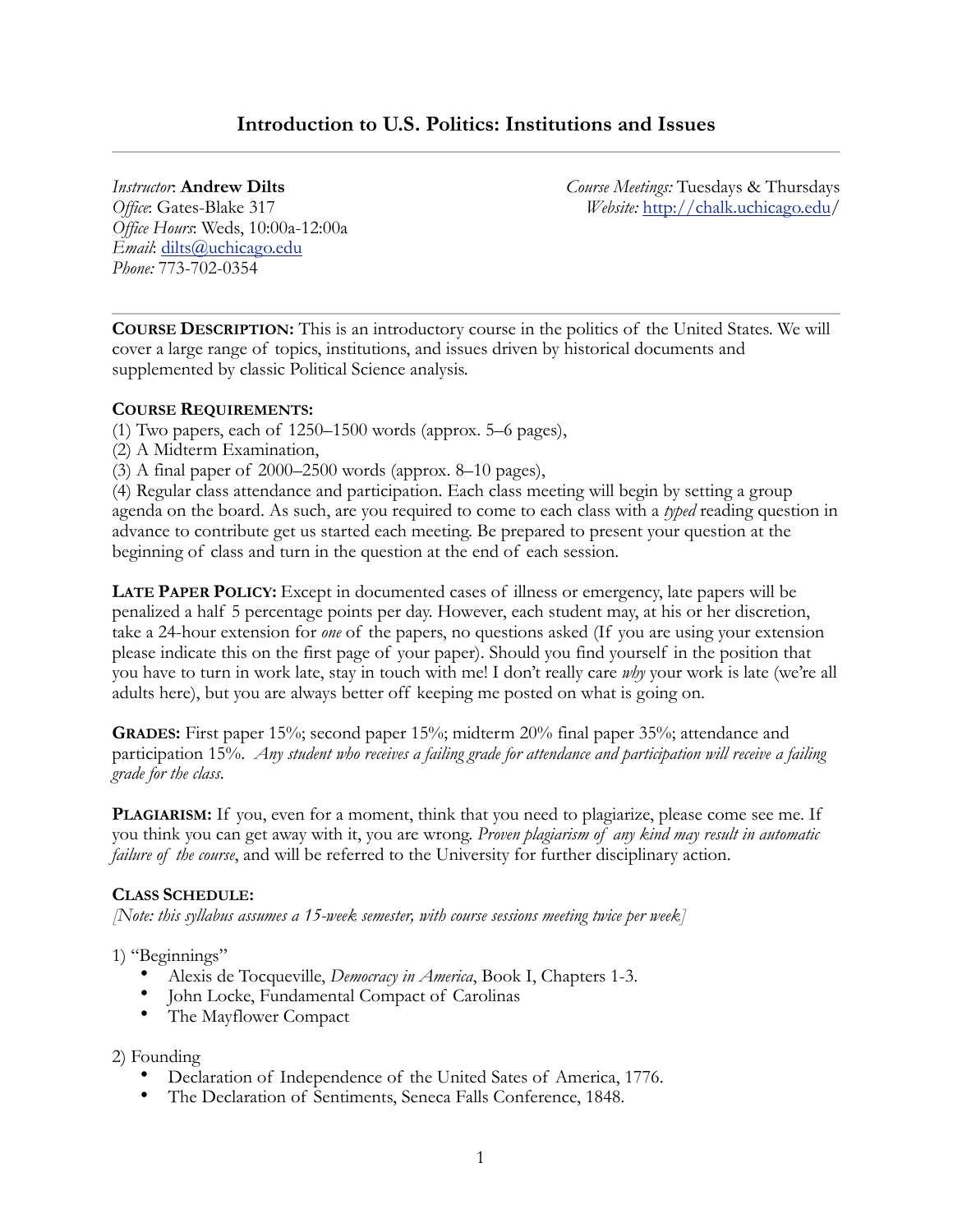## Introduction to U.S. Politics: Institutions and Issues

*Instructor*: **Andrew Dilts**
*Office*: Gates-Blake 317
*Office Hours*: Weds, 10:00a-12:00a
*Email*: dilts@uchicago.edu
*Phone:* 773-702-0354

*Course Meetings:* Tuesdays & Thursdays
*Website:* http://chalk.uchicago.edu/

---

**COURSE DESCRIPTION:** This is an introductory course in the politics of the United States. We will cover a large range of topics, institutions, and issues driven by historical documents and supplemented by classic Political Science analysis.

**COURSE REQUIREMENTS:**
(1) Two papers, each of 1250–1500 words (approx. 5–6 pages),
(2) A Midterm Examination,
(3) A final paper of 2000–2500 words (approx. 8–10 pages),
(4) Regular class attendance and participation. Each class meeting will begin by setting a group agenda on the board. As such, are you required to come to each class with a *typed* reading question in advance to contribute get us started each meeting. Be prepared to present your question at the beginning of class and turn in the question at the end of each session.

**LATE PAPER POLICY:** Except in documented cases of illness or emergency, late papers will be penalized a half 5 percentage points per day. However, each student may, at his or her discretion, take a 24-hour extension for *one* of the papers, no questions asked (If you are using your extension please indicate this on the first page of your paper). Should you find yourself in the position that you have to turn in work late, stay in touch with me! I don't really care *why* your work is late (we're all adults here), but you are always better off keeping me posted on what is going on.

**GRADES:** First paper 15%; second paper 15%; midterm 20% final paper 35%; attendance and participation 15%. *Any student who receives a failing grade for attendance and participation will receive a failing grade for the class.*

**PLAGIARISM:** If you, even for a moment, think that you need to plagiarize, please come see me. If you think you can get away with it, you are wrong. *Proven plagiarism of any kind may result in automatic failure of the course*, and will be referred to the University for further disciplinary action.

**CLASS SCHEDULE:**
*[Note: this syllabus assumes a 15-week semester, with course sessions meeting twice per week]*

1) "Beginnings"
- Alexis de Tocqueville, *Democracy in America*, Book I, Chapters 1-3.
- John Locke, Fundamental Compact of Carolinas
- The Mayflower Compact

2) Founding
- Declaration of Independence of the United Sates of America, 1776.
- The Declaration of Sentiments, Seneca Falls Conference, 1848.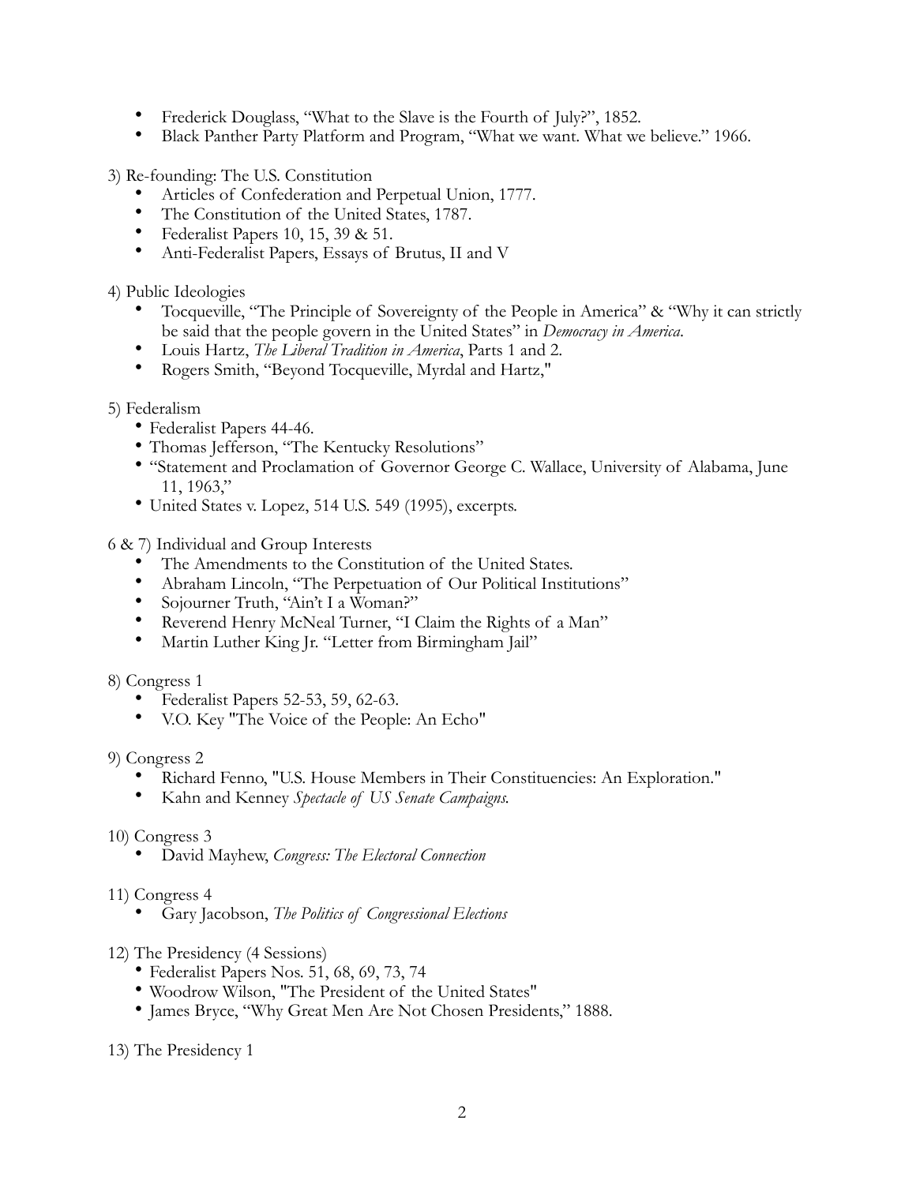- Frederick Douglass, "What to the Slave is the Fourth of July?", 1852.
- Black Panther Party Platform and Program, "What we want. What we believe." 1966.

3) Re-founding: The U.S. Constitution
   - Articles of Confederation and Perpetual Union, 1777.
   - The Constitution of the United States, 1787.
   - Federalist Papers 10, 15, 39 & 51.
   - Anti-Federalist Papers, Essays of Brutus, II and V

4) Public Ideologies
   - Tocqueville, "The Principle of Sovereignty of the People in America" & "Why it can strictly be said that the people govern in the United States" in *Democracy in America*.
   - Louis Hartz, *The Liberal Tradition in America*, Parts 1 and 2.
   - Rogers Smith, "Beyond Tocqueville, Myrdal and Hartz,"

5) Federalism
   - Federalist Papers 44-46.
   - Thomas Jefferson, "The Kentucky Resolutions"
   - "Statement and Proclamation of Governor George C. Wallace, University of Alabama, June 11, 1963,"
   - United States v. Lopez, 514 U.S. 549 (1995), excerpts.

6 & 7) Individual and Group Interests
   - The Amendments to the Constitution of the United States.
   - Abraham Lincoln, "The Perpetuation of Our Political Institutions"
   - Sojourner Truth, "Ain't I a Woman?"
   - Reverend Henry McNeal Turner, "I Claim the Rights of a Man"
   - Martin Luther King Jr. "Letter from Birmingham Jail"

8) Congress 1
   - Federalist Papers 52-53, 59, 62-63.
   - V.O. Key "The Voice of the People: An Echo"

9) Congress 2
   - Richard Fenno, "U.S. House Members in Their Constituencies: An Exploration."
   - Kahn and Kenney *Spectacle of US Senate Campaigns.*

10) Congress 3
   - David Mayhew, *Congress: The Electoral Connection*

11) Congress 4
   - Gary Jacobson, *The Politics of Congressional Elections*

12) The Presidency (4 Sessions)
   - Federalist Papers Nos. 51, 68, 69, 73, 74
   - Woodrow Wilson, "The President of the United States"
   - James Bryce, "Why Great Men Are Not Chosen Presidents," 1888.

13) The Presidency 1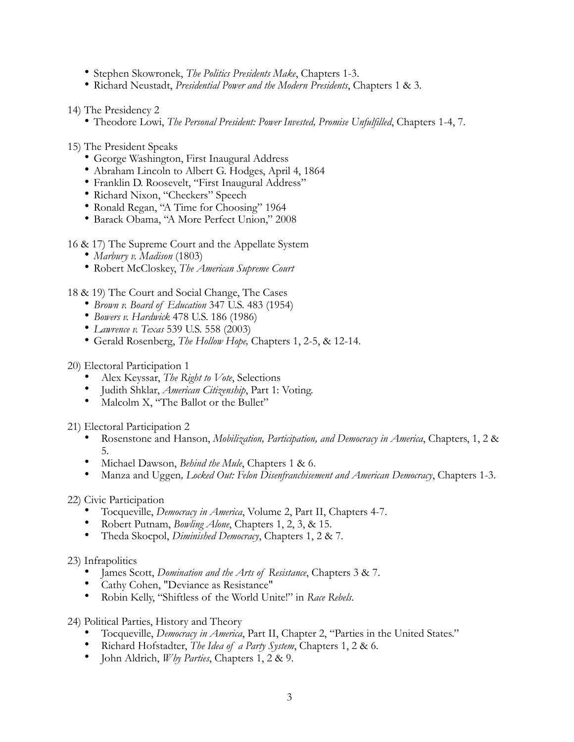- Stephen Skowronek, *The Politics Presidents Make*, Chapters 1-3.
- Richard Neustadt, *Presidential Power and the Modern Presidents*, Chapters 1 & 3.

14) The Presidency 2
- Theodore Lowi, *The Personal President: Power Invested, Promise Unfulfilled*, Chapters 1-4, 7.

15) The President Speaks
- George Washington, First Inaugural Address
- Abraham Lincoln to Albert G. Hodges, April 4, 1864
- Franklin D. Roosevelt, "First Inaugural Address"
- Richard Nixon, "Checkers" Speech
- Ronald Regan, "A Time for Choosing" 1964
- Barack Obama, "A More Perfect Union," 2008

16 & 17) The Supreme Court and the Appellate System
- *Marbury v. Madison* (1803)
- Robert McCloskey, *The American Supreme Court*

18 & 19) The Court and Social Change, The Cases
- *Brown v. Board of Education* 347 U.S. 483 (1954)
- *Bowers v. Hardwick* 478 U.S. 186 (1986)
- *Lawrence v. Texas* 539 U.S. 558 (2003)
- Gerald Rosenberg, *The Hollow Hope,* Chapters 1, 2-5, & 12-14.

20) Electoral Participation 1
- Alex Keyssar, *The Right to Vote*, Selections
- Judith Shklar, *American Citizenship*, Part 1: Voting.
- Malcolm X, "The Ballot or the Bullet"

21) Electoral Participation 2
- Rosenstone and Hanson, *Mobilization, Participation, and Democracy in America*, Chapters, 1, 2 & 5.
- Michael Dawson, *Behind the Mule*, Chapters 1 & 6.
- Manza and Uggen*, Locked Out: Felon Disenfranchisement and American Democracy*, Chapters 1-3.

22) Civic Participation
- Tocqueville, *Democracy in America*, Volume 2, Part II, Chapters 4-7.
- Robert Putnam, *Bowling Alone*, Chapters 1, 2, 3, & 15.
- Theda Skocpol, *Diminished Democracy*, Chapters 1, 2 & 7.

23) Infrapolitics
- James Scott, *Domination and the Arts of Resistance*, Chapters 3 & 7.
- Cathy Cohen, "Deviance as Resistance"
- Robin Kelly, "Shiftless of the World Unite!" in *Race Rebels*.

24) Political Parties, History and Theory
- Tocqueville, *Democracy in America*, Part II, Chapter 2, "Parties in the United States."
- Richard Hofstadter, *The Idea of a Party System*, Chapters 1, 2 & 6.
- John Aldrich, *Why Parties*, Chapters 1, 2 & 9.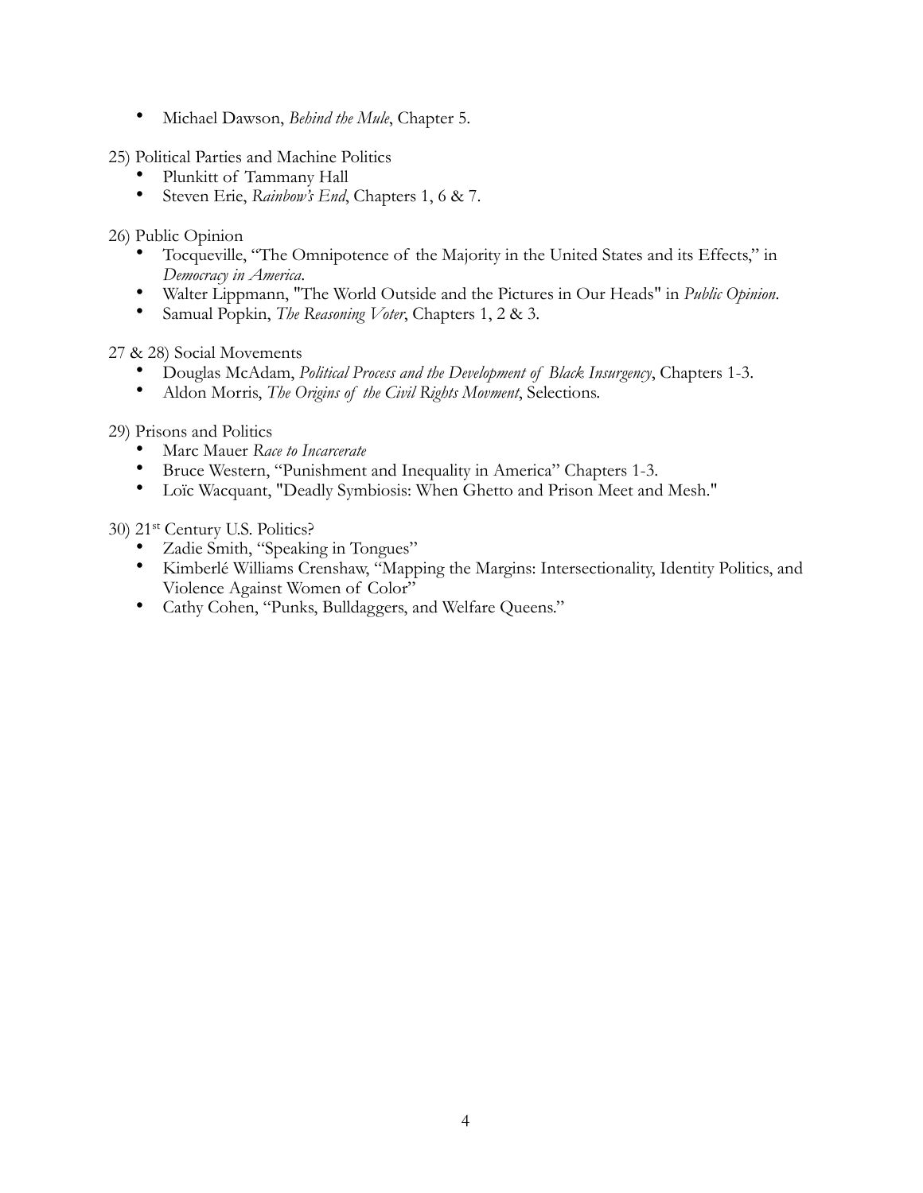- Michael Dawson, *Behind the Mule*, Chapter 5.

25) Political Parties and Machine Politics
- Plunkitt of Tammany Hall
- Steven Erie, *Rainbow's End*, Chapters 1, 6 & 7.

26) Public Opinion
- Tocqueville, "The Omnipotence of the Majority in the United States and its Effects," in *Democracy in America*.
- Walter Lippmann, "The World Outside and the Pictures in Our Heads" in *Public Opinion*.
- Samual Popkin, *The Reasoning Voter*, Chapters 1, 2 & 3.

27 & 28) Social Movements
- Douglas McAdam, *Political Process and the Development of Black Insurgency*, Chapters 1-3.
- Aldon Morris, *The Origins of the Civil Rights Movment*, Selections.

29) Prisons and Politics
- Marc Mauer *Race to Incarcerate*
- Bruce Western, "Punishment and Inequality in America" Chapters 1-3.
- Loïc Wacquant, "Deadly Symbiosis: When Ghetto and Prison Meet and Mesh."

30) 21st Century U.S. Politics?
- Zadie Smith, "Speaking in Tongues"
- Kimberlé Williams Crenshaw, "Mapping the Margins: Intersectionality, Identity Politics, and Violence Against Women of Color"
- Cathy Cohen, "Punks, Bulldaggers, and Welfare Queens."